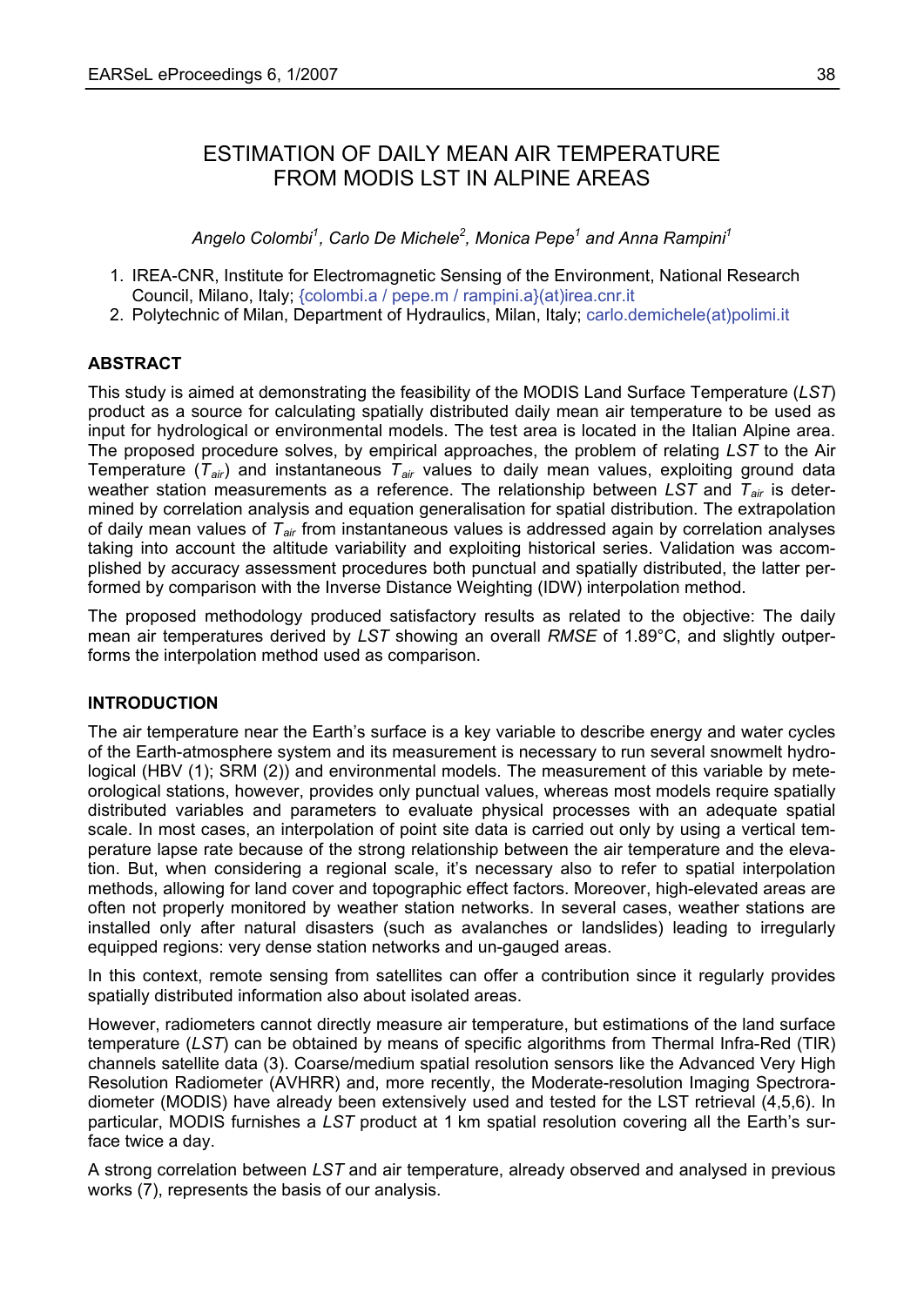# ESTIMATION OF DAILY MEAN AIR TEMPERATURE FROM MODIS LST IN ALPINE AREAS

*Angelo Colombi[1], Carlo De Michele[2], Monica Pepe[1] and Anna Rampini[1]*

1. IREA-CNR, Institute for Electromagnetic Sensing of the Environment, National Research Council, Milano, Italy; {colombi.a / pepe.m / rampini.a}(at)irea.cnr.it
2. Polytechnic of Milan, Department of Hydraulics, Milan, Italy; carlo.demichele(at)polimi.it

## ABSTRACT

This study is aimed at demonstrating the feasibility of the MODIS Land Surface Temperature (*LST*) product as a source for calculating spatially distributed daily mean air temperature to be used as input for hydrological or environmental models. The test area is located in the Italian Alpine area. The proposed procedure solves, by empirical approaches, the problem of relating *LST* to the Air Temperature ($T_{air}$) and instantaneous $T_{air}$ values to daily mean values, exploiting ground data weather station measurements as a reference. The relationship between *LST* and $T_{air}$ is determined by correlation analysis and equation generalisation for spatial distribution. The extrapolation of daily mean values of $T_{air}$ from instantaneous values is addressed again by correlation analyses taking into account the altitude variability and exploiting historical series. Validation was accomplished by accuracy assessment procedures both punctual and spatially distributed, the latter performed by comparison with the Inverse Distance Weighting (IDW) interpolation method.

The proposed methodology produced satisfactory results as related to the objective: The daily mean air temperatures derived by *LST* showing an overall *RMSE* of 1.89°C, and slightly outperforms the interpolation method used as comparison.

## INTRODUCTION

The air temperature near the Earth's surface is a key variable to describe energy and water cycles of the Earth-atmosphere system and its measurement is necessary to run several snowmelt hydrological (HBV (1); SRM (2)) and environmental models. The measurement of this variable by meteorological stations, however, provides only punctual values, whereas most models require spatially distributed variables and parameters to evaluate physical processes with an adequate spatial scale. In most cases, an interpolation of point site data is carried out only by using a vertical temperature lapse rate because of the strong relationship between the air temperature and the elevation. But, when considering a regional scale, it's necessary also to refer to spatial interpolation methods, allowing for land cover and topographic effect factors. Moreover, high-elevated areas are often not properly monitored by weather station networks. In several cases, weather stations are installed only after natural disasters (such as avalanches or landslides) leading to irregularly equipped regions: very dense station networks and un-gauged areas.

In this context, remote sensing from satellites can offer a contribution since it regularly provides spatially distributed information also about isolated areas.

However, radiometers cannot directly measure air temperature, but estimations of the land surface temperature (*LST*) can be obtained by means of specific algorithms from Thermal Infra-Red (TIR) channels satellite data (3). Coarse/medium spatial resolution sensors like the Advanced Very High Resolution Radiometer (AVHRR) and, more recently, the Moderate-resolution Imaging Spectroradiometer (MODIS) have already been extensively used and tested for the LST retrieval (4,5,6). In particular, MODIS furnishes a *LST* product at 1 km spatial resolution covering all the Earth's surface twice a day.

A strong correlation between *LST* and air temperature, already observed and analysed in previous works (7), represents the basis of our analysis.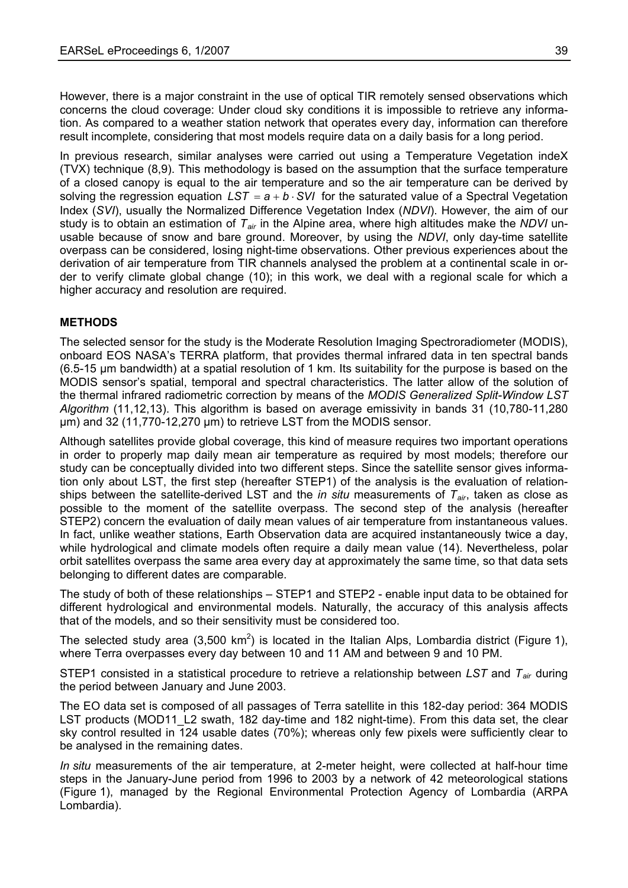However, there is a major constraint in the use of optical TIR remotely sensed observations which concerns the cloud coverage: Under cloud sky conditions it is impossible to retrieve any information. As compared to a weather station network that operates every day, information can therefore result incomplete, considering that most models require data on a daily basis for a long period.

In previous research, similar analyses were carried out using a Temperature Vegetation indeX (TVX) technique (8,9). This methodology is based on the assumption that the surface temperature of a closed canopy is equal to the air temperature and so the air temperature can be derived by solving the regression equation $LST = a + b \cdot SVI$ for the saturated value of a Spectral Vegetation Index (*SVI*), usually the Normalized Difference Vegetation Index (*NDVI*). However, the aim of our study is to obtain an estimation of $T_{air}$ in the Alpine area, where high altitudes make the *NDVI* unusable because of snow and bare ground. Moreover, by using the *NDVI*, only day-time satellite overpass can be considered, losing night-time observations. Other previous experiences about the derivation of air temperature from TIR channels analysed the problem at a continental scale in order to verify climate global change (10); in this work, we deal with a regional scale for which a higher accuracy and resolution are required.

## METHODS

The selected sensor for the study is the Moderate Resolution Imaging Spectroradiometer (MODIS), onboard EOS NASA's TERRA platform, that provides thermal infrared data in ten spectral bands (6.5-15 µm bandwidth) at a spatial resolution of 1 km. Its suitability for the purpose is based on the MODIS sensor's spatial, temporal and spectral characteristics. The latter allow of the solution of the thermal infrared radiometric correction by means of the *MODIS Generalized Split-Window LST Algorithm* (11,12,13). This algorithm is based on average emissivity in bands 31 (10,780-11,280 µm) and 32 (11,770-12,270 µm) to retrieve LST from the MODIS sensor.

Although satellites provide global coverage, this kind of measure requires two important operations in order to properly map daily mean air temperature as required by most models; therefore our study can be conceptually divided into two different steps. Since the satellite sensor gives information only about LST, the first step (hereafter STEP1) of the analysis is the evaluation of relationships between the satellite-derived LST and the *in situ* measurements of $T_{air}$, taken as close as possible to the moment of the satellite overpass. The second step of the analysis (hereafter STEP2) concern the evaluation of daily mean values of air temperature from instantaneous values. In fact, unlike weather stations, Earth Observation data are acquired instantaneously twice a day, while hydrological and climate models often require a daily mean value (14). Nevertheless, polar orbit satellites overpass the same area every day at approximately the same time, so that data sets belonging to different dates are comparable.

The study of both of these relationships – STEP1 and STEP2 - enable input data to be obtained for different hydrological and environmental models. Naturally, the accuracy of this analysis affects that of the models, and so their sensitivity must be considered too.

The selected study area (3,500 km$^2$) is located in the Italian Alps, Lombardia district (Figure 1), where Terra overpasses every day between 10 and 11 AM and between 9 and 10 PM.

STEP1 consisted in a statistical procedure to retrieve a relationship between *LST* and $T_{air}$ during the period between January and June 2003.

The EO data set is composed of all passages of Terra satellite in this 182-day period: 364 MODIS LST products (MOD11_L2 swath, 182 day-time and 182 night-time). From this data set, the clear sky control resulted in 124 usable dates (70%); whereas only few pixels were sufficiently clear to be analysed in the remaining dates.

*In situ* measurements of the air temperature, at 2-meter height, were collected at half-hour time steps in the January-June period from 1996 to 2003 by a network of 42 meteorological stations (Figure 1), managed by the Regional Environmental Protection Agency of Lombardia (ARPA Lombardia).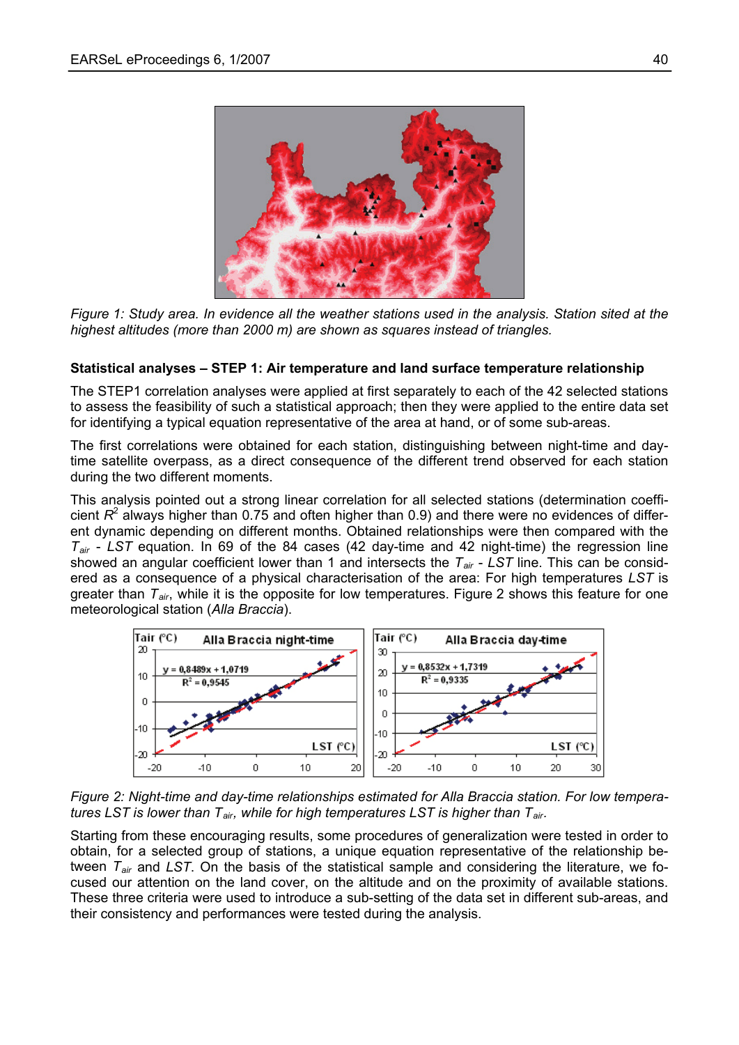*Figure 1: Study area. In evidence all the weather stations used in the analysis. Station sited at the highest altitudes (more than 2000 m) are shown as squares instead of triangles.*

**Statistical analyses – STEP 1: Air temperature and land surface temperature relationship**

The STEP1 correlation analyses were applied at first separately to each of the 42 selected stations to assess the feasibility of such a statistical approach; then they were applied to the entire data set for identifying a typical equation representative of the area at hand, or of some sub-areas.

The first correlations were obtained for each station, distinguishing between night-time and day-time satellite overpass, as a direct consequence of the different trend observed for each station during the two different moments.

This analysis pointed out a strong linear correlation for all selected stations (determination coefficient $R^2$ always higher than 0.75 and often higher than 0.9) and there were no evidences of different dynamic depending on different months. Obtained relationships were then compared with the $T_{air}$ - *LST* equation. In 69 of the 84 cases (42 day-time and 42 night-time) the regression line showed an angular coefficient lower than 1 and intersects the $T_{air}$ - *LST* line. This can be considered as a consequence of a physical characterisation of the area: For high temperatures *LST* is greater than $T_{air}$, while it is the opposite for low temperatures. Figure 2 shows this feature for one meteorological station (*Alla Braccia*).

*Figure 2: Night-time and day-time relationships estimated for Alla Braccia station. For low temperatures LST is lower than $T_{air}$, while for high temperatures LST is higher than $T_{air}$.*

Starting from these encouraging results, some procedures of generalization were tested in order to obtain, for a selected group of stations, a unique equation representative of the relationship between $T_{air}$ and *LST*. On the basis of the statistical sample and considering the literature, we focused our attention on the land cover, on the altitude and on the proximity of available stations. These three criteria were used to introduce a sub-setting of the data set in different sub-areas, and their consistency and performances were tested during the analysis.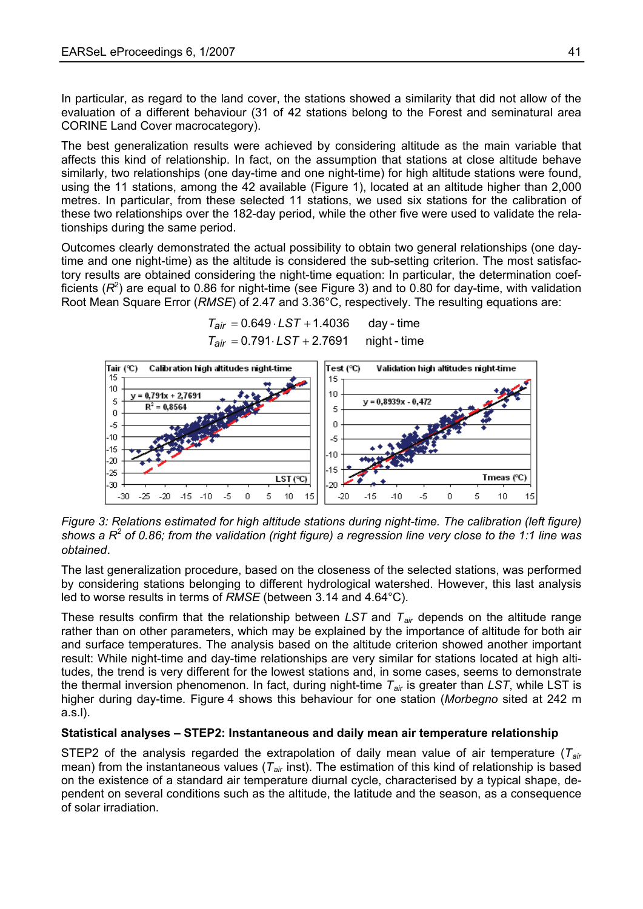In particular, as regard to the land cover, the stations showed a similarity that did not allow of the evaluation of a different behaviour (31 of 42 stations belong to the Forest and seminatural area CORINE Land Cover macrocategory).

The best generalization results were achieved by considering altitude as the main variable that affects this kind of relationship. In fact, on the assumption that stations at close altitude behave similarly, two relationships (one day-time and one night-time) for high altitude stations were found, using the 11 stations, among the 42 available (Figure 1), located at an altitude higher than 2,000 metres. In particular, from these selected 11 stations, we used six stations for the calibration of these two relationships over the 182-day period, while the other five were used to validate the relationships during the same period.

Outcomes clearly demonstrated the actual possibility to obtain two general relationships (one day-time and one night-time) as the altitude is considered the sub-setting criterion. The most satisfactory results are obtained considering the night-time equation: In particular, the determination coefficients ($R^2$) are equal to 0.86 for night-time (see Figure 3) and to 0.80 for day-time, with validation Root Mean Square Error (*RMSE*) of 2.47 and 3.36°C, respectively. The resulting equations are:

$$T_{air} = 0.649 \cdot LST + 1.4036 \quad \text{day-time}$$

$$T_{air} = 0.791 \cdot LST + 2.7691 \quad \text{night-time}$$

*Figure 3: Relations estimated for high altitude stations during night-time. The calibration (left figure) shows a $R^2$ of 0.86; from the validation (right figure) a regression line very close to the 1:1 line was obtained.*

The last generalization procedure, based on the closeness of the selected stations, was performed by considering stations belonging to different hydrological watershed. However, this last analysis led to worse results in terms of *RMSE* (between 3.14 and 4.64°C).

These results confirm that the relationship between *LST* and $T_{air}$ depends on the altitude range rather than on other parameters, which may be explained by the importance of altitude for both air and surface temperatures. The analysis based on the altitude criterion showed another important result: While night-time and day-time relationships are very similar for stations located at high altitudes, the trend is very different for the lowest stations and, in some cases, seems to demonstrate the thermal inversion phenomenon. In fact, during night-time $T_{air}$ is greater than *LST*, while LST is higher during day-time. Figure 4 shows this behaviour for one station (*Morbegno* sited at 242 m a.s.l).

**Statistical analyses – STEP2: Instantaneous and daily mean air temperature relationship**

STEP2 of the analysis regarded the extrapolation of daily mean value of air temperature ($T_{air}$ mean) from the instantaneous values ($T_{air}$ inst). The estimation of this kind of relationship is based on the existence of a standard air temperature diurnal cycle, characterised by a typical shape, dependent on several conditions such as the altitude, the latitude and the season, as a consequence of solar irradiation.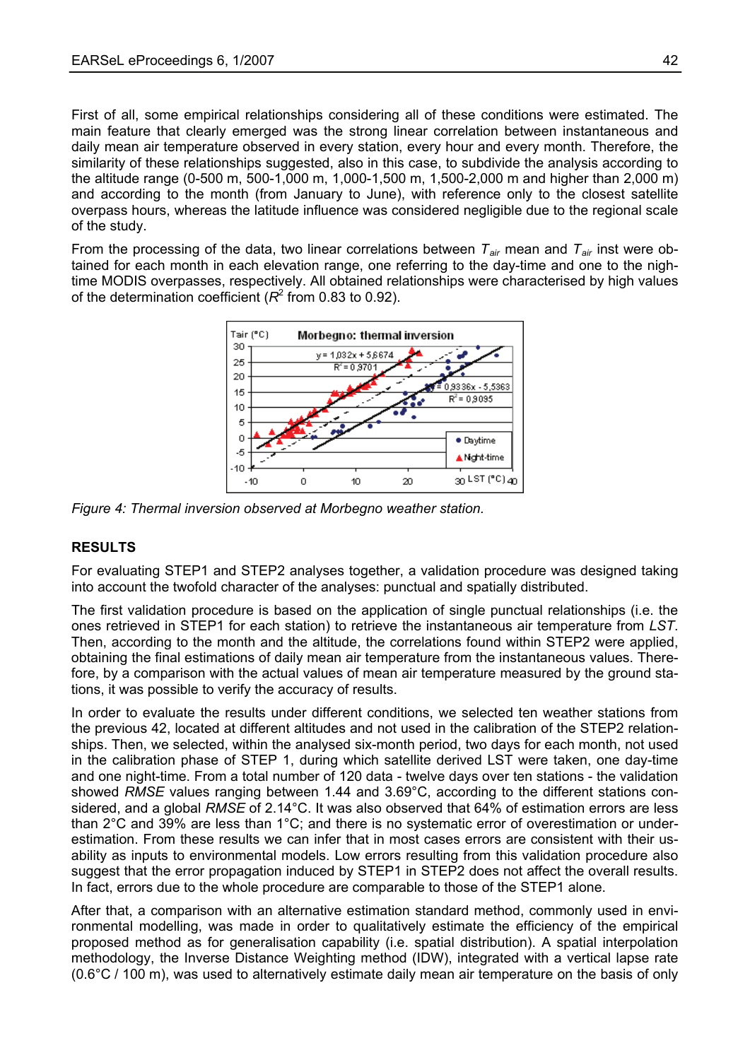First of all, some empirical relationships considering all of these conditions were estimated. The main feature that clearly emerged was the strong linear correlation between instantaneous and daily mean air temperature observed in every station, every hour and every month. Therefore, the similarity of these relationships suggested, also in this case, to subdivide the analysis according to the altitude range (0-500 m, 500-1,000 m, 1,000-1,500 m, 1,500-2,000 m and higher than 2,000 m) and according to the month (from January to June), with reference only to the closest satellite overpass hours, whereas the latitude influence was considered negligible due to the regional scale of the study.

From the processing of the data, two linear correlations between $T_{air}$ mean and $T_{air}$ inst were obtained for each month in each elevation range, one referring to the day-time and one to the night-time MODIS overpasses, respectively. All obtained relationships were characterised by high values of the determination coefficient ($R^2$ from 0.83 to 0.92).

*Figure 4: Thermal inversion observed at Morbegno weather station.*

## RESULTS

For evaluating STEP1 and STEP2 analyses together, a validation procedure was designed taking into account the twofold character of the analyses: punctual and spatially distributed.

The first validation procedure is based on the application of single punctual relationships (i.e. the ones retrieved in STEP1 for each station) to retrieve the instantaneous air temperature from *LST*. Then, according to the month and the altitude, the correlations found within STEP2 were applied, obtaining the final estimations of daily mean air temperature from the instantaneous values. Therefore, by a comparison with the actual values of mean air temperature measured by the ground stations, it was possible to verify the accuracy of results.

In order to evaluate the results under different conditions, we selected ten weather stations from the previous 42, located at different altitudes and not used in the calibration of the STEP2 relationships. Then, we selected, within the analysed six-month period, two days for each month, not used in the calibration phase of STEP 1, during which satellite derived LST were taken, one day-time and one night-time. From a total number of 120 data - twelve days over ten stations - the validation showed *RMSE* values ranging between 1.44 and 3.69°C, according to the different stations considered, and a global *RMSE* of 2.14°C. It was also observed that 64% of estimation errors are less than 2°C and 39% are less than 1°C; and there is no systematic error of overestimation or underestimation. From these results we can infer that in most cases errors are consistent with their usability as inputs to environmental models. Low errors resulting from this validation procedure also suggest that the error propagation induced by STEP1 in STEP2 does not affect the overall results. In fact, errors due to the whole procedure are comparable to those of the STEP1 alone.

After that, a comparison with an alternative estimation standard method, commonly used in environmental modelling, was made in order to qualitatively estimate the efficiency of the empirical proposed method as for generalisation capability (i.e. spatial distribution). A spatial interpolation methodology, the Inverse Distance Weighting method (IDW), integrated with a vertical lapse rate (0.6°C / 100 m), was used to alternatively estimate daily mean air temperature on the basis of only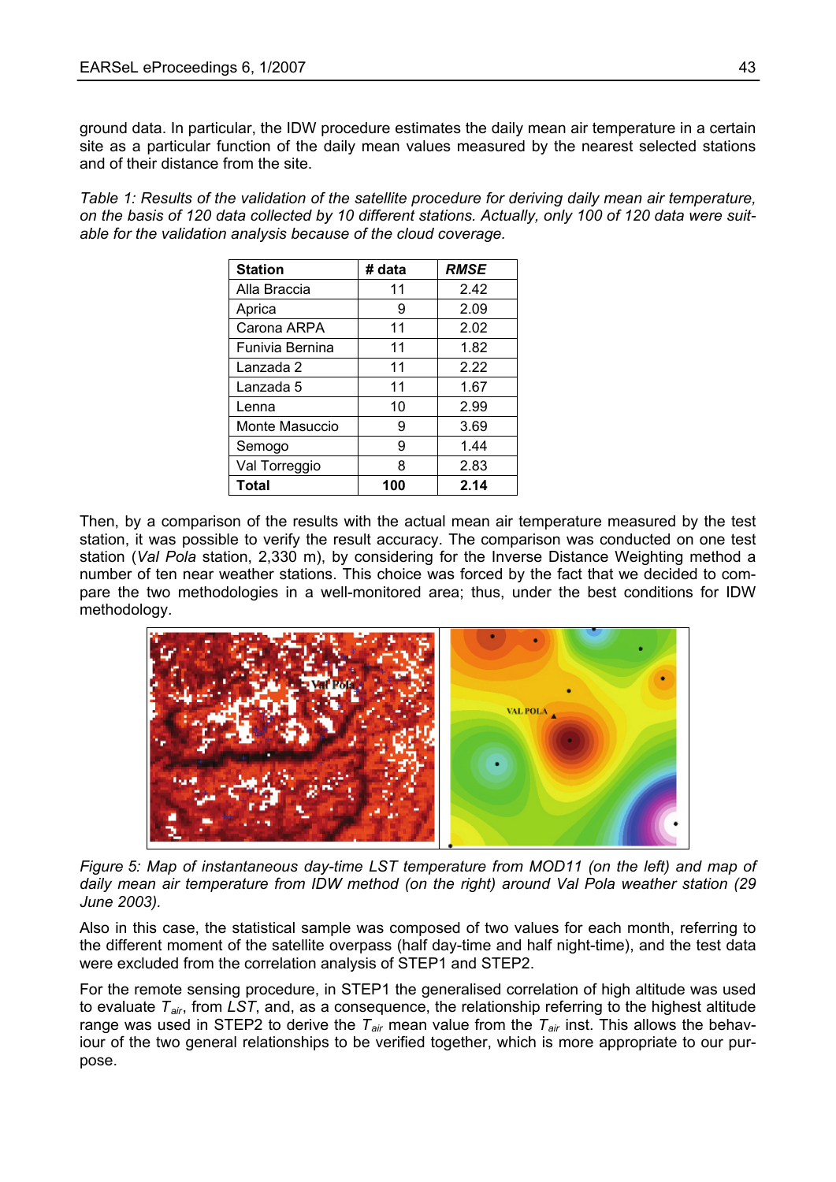ground data. In particular, the IDW procedure estimates the daily mean air temperature in a certain site as a particular function of the daily mean values measured by the nearest selected stations and of their distance from the site.

*Table 1: Results of the validation of the satellite procedure for deriving daily mean air temperature, on the basis of 120 data collected by 10 different stations. Actually, only 100 of 120 data were suitable for the validation analysis because of the cloud coverage.*

| Station | # data | *RMSE* |
|---|---|---|
| Alla Braccia | 11 | 2.42 |
| Aprica | 9 | 2.09 |
| Carona ARPA | 11 | 2.02 |
| Funivia Bernina | 11 | 1.82 |
| Lanzada 2 | 11 | 2.22 |
| Lanzada 5 | 11 | 1.67 |
| Lenna | 10 | 2.99 |
| Monte Masuccio | 9 | 3.69 |
| Semogo | 9 | 1.44 |
| Val Torreggio | 8 | 2.83 |
| **Total** | **100** | **2.14** |

Then, by a comparison of the results with the actual mean air temperature measured by the test station, it was possible to verify the result accuracy. The comparison was conducted on one test station (*Val Pola* station, 2,330 m), by considering for the Inverse Distance Weighting method a number of ten near weather stations. This choice was forced by the fact that we decided to compare the two methodologies in a well-monitored area; thus, under the best conditions for IDW methodology.

*Figure 5: Map of instantaneous day-time LST temperature from MOD11 (on the left) and map of daily mean air temperature from IDW method (on the right) around Val Pola weather station (29 June 2003).*

Also in this case, the statistical sample was composed of two values for each month, referring to the different moment of the satellite overpass (half day-time and half night-time), and the test data were excluded from the correlation analysis of STEP1 and STEP2.

For the remote sensing procedure, in STEP1 the generalised correlation of high altitude was used to evaluate $T_{air}$, from *LST*, and, as a consequence, the relationship referring to the highest altitude range was used in STEP2 to derive the $T_{air}$ mean value from the $T_{air}$ inst. This allows the behaviour of the two general relationships to be verified together, which is more appropriate to our purpose.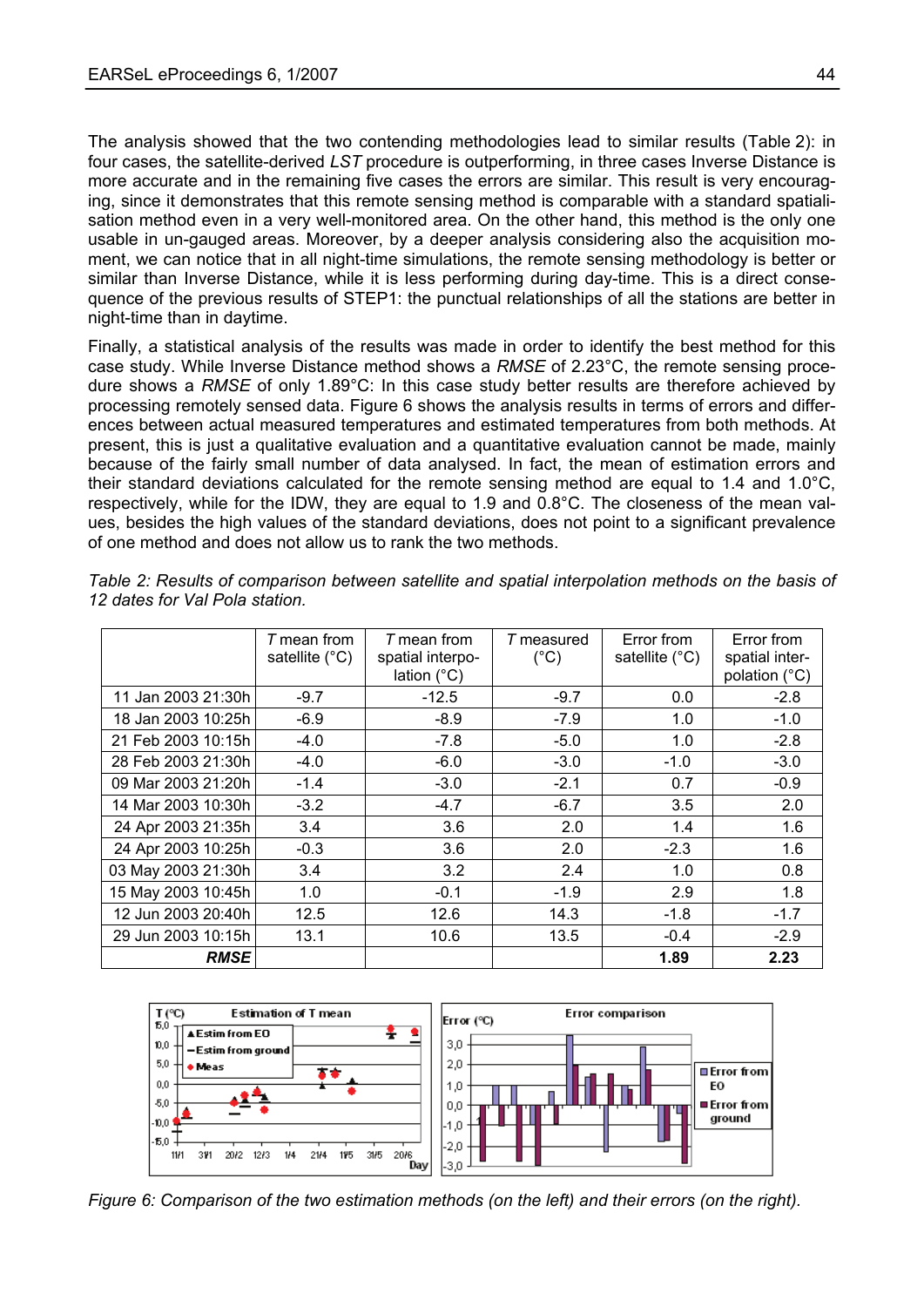The analysis showed that the two contending methodologies lead to similar results (Table 2): in four cases, the satellite-derived *LST* procedure is outperforming, in three cases Inverse Distance is more accurate and in the remaining five cases the errors are similar. This result is very encouraging, since it demonstrates that this remote sensing method is comparable with a standard spatialisation method even in a very well-monitored area. On the other hand, this method is the only one usable in un-gauged areas. Moreover, by a deeper analysis considering also the acquisition moment, we can notice that in all night-time simulations, the remote sensing methodology is better or similar than Inverse Distance, while it is less performing during day-time. This is a direct consequence of the previous results of STEP1: the punctual relationships of all the stations are better in night-time than in daytime.

Finally, a statistical analysis of the results was made in order to identify the best method for this case study. While Inverse Distance method shows a *RMSE* of 2.23°C, the remote sensing procedure shows a *RMSE* of only 1.89°C: In this case study better results are therefore achieved by processing remotely sensed data. Figure 6 shows the analysis results in terms of errors and differences between actual measured temperatures and estimated temperatures from both methods. At present, this is just a qualitative evaluation and a quantitative evaluation cannot be made, mainly because of the fairly small number of data analysed. In fact, the mean of estimation errors and their standard deviations calculated for the remote sensing method are equal to 1.4 and 1.0°C, respectively, while for the IDW, they are equal to 1.9 and 0.8°C. The closeness of the mean values, besides the high values of the standard deviations, does not point to a significant prevalence of one method and does not allow us to rank the two methods.

*Table 2: Results of comparison between satellite and spatial interpolation methods on the basis of 12 dates for Val Pola station.*

| | *T* mean from satellite (°C) | *T* mean from spatial interpolation (°C) | *T* measured (°C) | Error from satellite (°C) | Error from spatial interpolation (°C) |
|---|---|---|---|---|---|
| 11 Jan 2003 21:30h | -9.7 | -12.5 | -9.7 | 0.0 | -2.8 |
| 18 Jan 2003 10:25h | -6.9 | -8.9 | -7.9 | 1.0 | -1.0 |
| 21 Feb 2003 10:15h | -4.0 | -7.8 | -5.0 | 1.0 | -2.8 |
| 28 Feb 2003 21:30h | -4.0 | -6.0 | -3.0 | -1.0 | -3.0 |
| 09 Mar 2003 21:20h | -1.4 | -3.0 | -2.1 | 0.7 | -0.9 |
| 14 Mar 2003 10:30h | -3.2 | -4.7 | -6.7 | 3.5 | 2.0 |
| 24 Apr 2003 21:35h | 3.4 | 3.6 | 2.0 | 1.4 | 1.6 |
| 24 Apr 2003 10:25h | -0.3 | 3.6 | 2.0 | -2.3 | 1.6 |
| 03 May 2003 21:30h | 3.4 | 3.2 | 2.4 | 1.0 | 0.8 |
| 15 May 2003 10:45h | 1.0 | -0.1 | -1.9 | 2.9 | 1.8 |
| 12 Jun 2003 20:40h | 12.5 | 12.6 | 14.3 | -1.8 | -1.7 |
| 29 Jun 2003 10:15h | 13.1 | 10.6 | 13.5 | -0.4 | -2.9 |
| ***RMSE*** | | | | **1.89** | **2.23** |

*Figure 6: Comparison of the two estimation methods (on the left) and their errors (on the right).*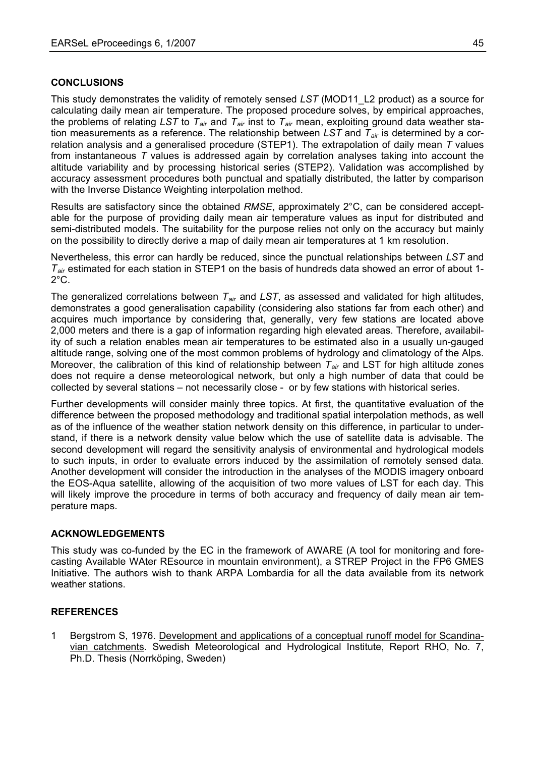## CONCLUSIONS

This study demonstrates the validity of remotely sensed *LST* (MOD11_L2 product) as a source for calculating daily mean air temperature. The proposed procedure solves, by empirical approaches, the problems of relating *LST* to $T_{air}$ and $T_{air}$ inst to $T_{air}$ mean, exploiting ground data weather station measurements as a reference. The relationship between *LST* and $T_{air}$ is determined by a correlation analysis and a generalised procedure (STEP1). The extrapolation of daily mean *T* values from instantaneous *T* values is addressed again by correlation analyses taking into account the altitude variability and by processing historical series (STEP2). Validation was accomplished by accuracy assessment procedures both punctual and spatially distributed, the latter by comparison with the Inverse Distance Weighting interpolation method.

Results are satisfactory since the obtained *RMSE*, approximately 2°C, can be considered acceptable for the purpose of providing daily mean air temperature values as input for distributed and semi-distributed models. The suitability for the purpose relies not only on the accuracy but mainly on the possibility to directly derive a map of daily mean air temperatures at 1 km resolution.

Nevertheless, this error can hardly be reduced, since the punctual relationships between *LST* and $T_{air}$ estimated for each station in STEP1 on the basis of hundreds data showed an error of about 1-2°C.

The generalized correlations between $T_{air}$ and *LST*, as assessed and validated for high altitudes, demonstrates a good generalisation capability (considering also stations far from each other) and acquires much importance by considering that, generally, very few stations are located above 2,000 meters and there is a gap of information regarding high elevated areas. Therefore, availability of such a relation enables mean air temperatures to be estimated also in a usually un-gauged altitude range, solving one of the most common problems of hydrology and climatology of the Alps. Moreover, the calibration of this kind of relationship between $T_{air}$ and LST for high altitude zones does not require a dense meteorological network, but only a high number of data that could be collected by several stations – not necessarily close - or by few stations with historical series.

Further developments will consider mainly three topics. At first, the quantitative evaluation of the difference between the proposed methodology and traditional spatial interpolation methods, as well as of the influence of the weather station network density on this difference, in particular to understand, if there is a network density value below which the use of satellite data is advisable. The second development will regard the sensitivity analysis of environmental and hydrological models to such inputs, in order to evaluate errors induced by the assimilation of remotely sensed data. Another development will consider the introduction in the analyses of the MODIS imagery onboard the EOS-Aqua satellite, allowing of the acquisition of two more values of LST for each day. This will likely improve the procedure in terms of both accuracy and frequency of daily mean air temperature maps.

## ACKNOWLEDGEMENTS

This study was co-funded by the EC in the framework of AWARE (A tool for monitoring and forecasting Available WAter REsource in mountain environment), a STREP Project in the FP6 GMES Initiative. The authors wish to thank ARPA Lombardia for all the data available from its network weather stations.

## REFERENCES

1 Bergstrom S, 1976. Development and applications of a conceptual runoff model for Scandinavian catchments. Swedish Meteorological and Hydrological Institute, Report RHO, No. 7, Ph.D. Thesis (Norrköping, Sweden)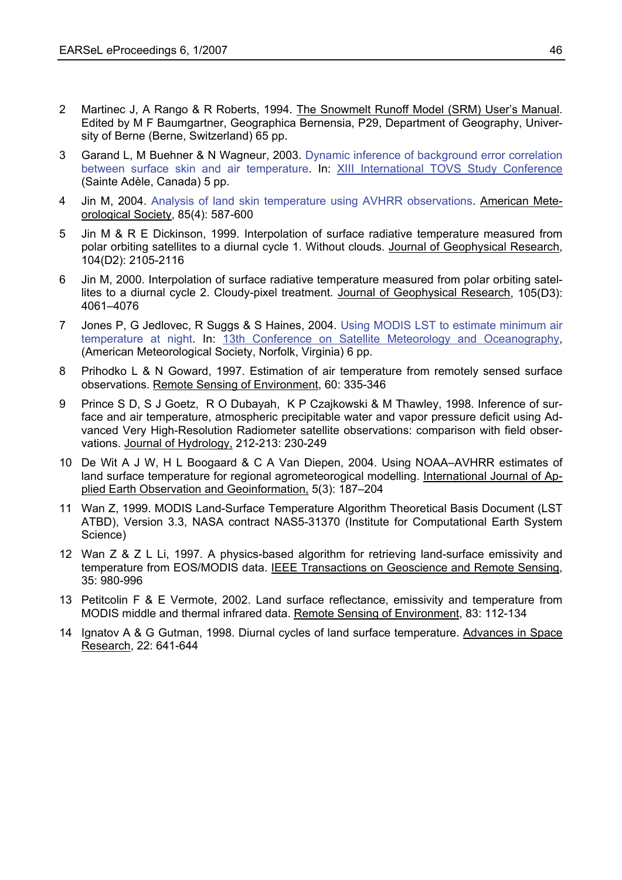2 Martinec J, A Rango & R Roberts, 1994. The Snowmelt Runoff Model (SRM) User's Manual. Edited by M F Baumgartner, Geographica Bernensia, P29, Department of Geography, University of Berne (Berne, Switzerland) 65 pp.

3 Garand L, M Buehner & N Wagneur, 2003. Dynamic inference of background error correlation between surface skin and air temperature. In: XIII International TOVS Study Conference (Sainte Adèle, Canada) 5 pp.

4 Jin M, 2004. Analysis of land skin temperature using AVHRR observations. American Meteorological Society, 85(4): 587-600

5 Jin M & R E Dickinson, 1999. Interpolation of surface radiative temperature measured from polar orbiting satellites to a diurnal cycle 1. Without clouds. Journal of Geophysical Research, 104(D2): 2105-2116

6 Jin M, 2000. Interpolation of surface radiative temperature measured from polar orbiting satellites to a diurnal cycle 2. Cloudy-pixel treatment. Journal of Geophysical Research, 105(D3): 4061–4076

7 Jones P, G Jedlovec, R Suggs & S Haines, 2004. Using MODIS LST to estimate minimum air temperature at night. In: 13th Conference on Satellite Meteorology and Oceanography, (American Meteorological Society, Norfolk, Virginia) 6 pp.

8 Prihodko L & N Goward, 1997. Estimation of air temperature from remotely sensed surface observations. Remote Sensing of Environment, 60: 335-346

9 Prince S D, S J Goetz, R O Dubayah, K P Czajkowski & M Thawley, 1998. Inference of surface and air temperature, atmospheric precipitable water and vapor pressure deficit using Advanced Very High-Resolution Radiometer satellite observations: comparison with field observations. Journal of Hydrology, 212-213: 230-249

10 De Wit A J W, H L Boogaard & C A Van Diepen, 2004. Using NOAA–AVHRR estimates of land surface temperature for regional agrometeorological modelling. International Journal of Applied Earth Observation and Geoinformation, 5(3): 187–204

11 Wan Z, 1999. MODIS Land-Surface Temperature Algorithm Theoretical Basis Document (LST ATBD), Version 3.3, NASA contract NAS5-31370 (Institute for Computational Earth System Science)

12 Wan Z & Z L Li, 1997. A physics-based algorithm for retrieving land-surface emissivity and temperature from EOS/MODIS data. IEEE Transactions on Geoscience and Remote Sensing, 35: 980-996

13 Petitcolin F & E Vermote, 2002. Land surface reflectance, emissivity and temperature from MODIS middle and thermal infrared data. Remote Sensing of Environment, 83: 112-134

14 Ignatov A & G Gutman, 1998. Diurnal cycles of land surface temperature. Advances in Space Research, 22: 641-644